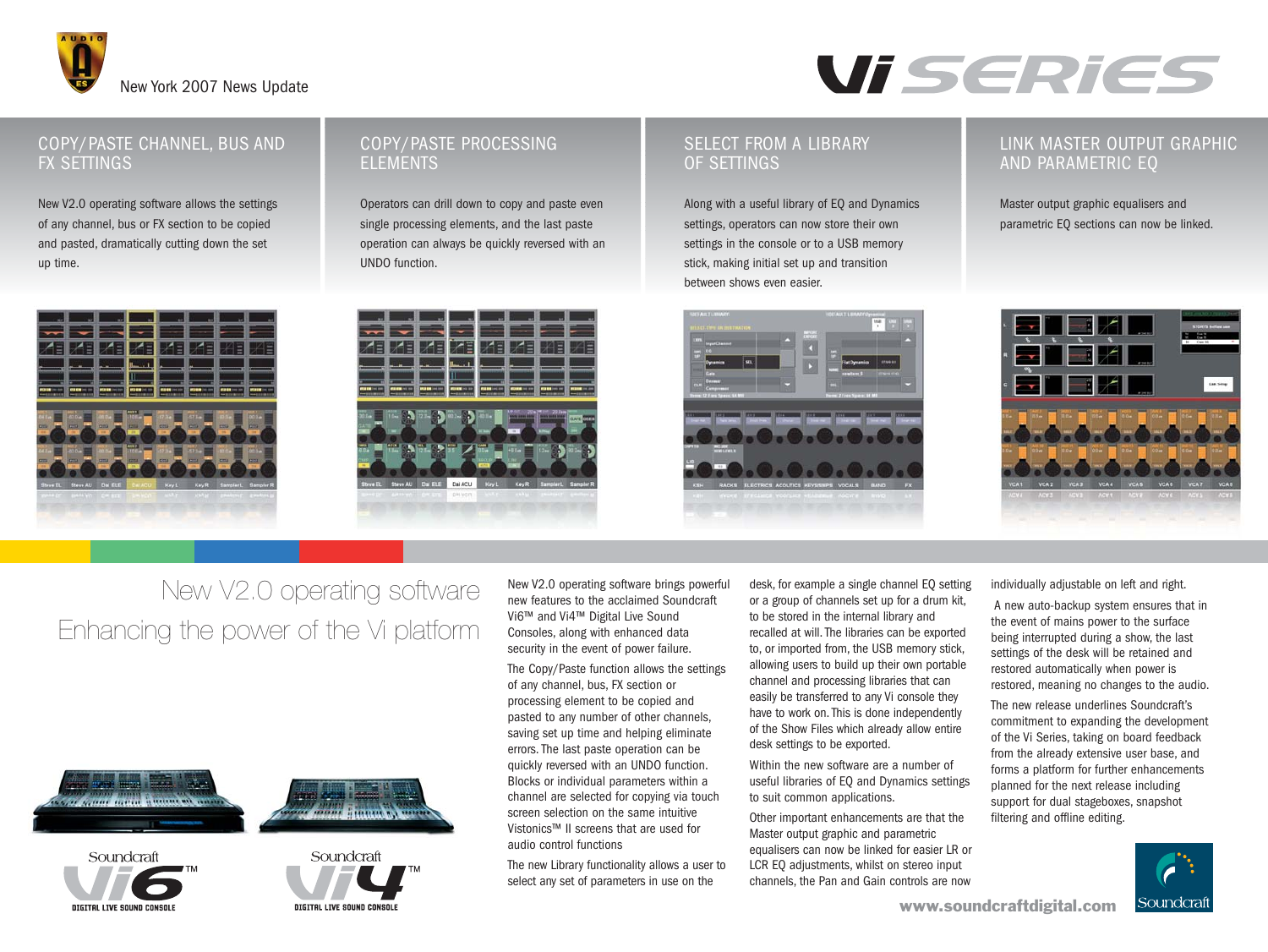New York 2007 News Update

# Vi SERIES

## COPY/PASTE CHANNEL, BUS AND FX SETTINGS

New V2.0 operating software allows the settings of any channel, bus or FX section to be copied and pasted, dramatically cutting down the set up time.

## COPY/PASTE PROCESSING ELEMENTS

Operators can drill down to copy and paste even single processing elements, and the last paste operation can always be quickly reversed with an UNDO function.

## SELECT FROM A LIBRARY OF SETTINGS

Along with a useful library of EQ and Dynamics settings, operators can now store their own settings in the console or to a USB memory stick, making initial set up and transition between shows even easier.

## LINK MASTER OUTPUT GRAPHIC AND PARAMETRIC EQ

Master output graphic equalisers and parametric EQ sections can now be linked.

# New V2.0 operating software

## Enhancing the power of the Vi platform

New V2.0 operating software brings powerful new features to the acclaimed Soundcraft Vi6™ and Vi4™ Digital Live Sound Consoles, along with enhanced data security in the event of power failure.

The Copy/Paste function allows the settings of any channel, bus, FX section or processing element to be copied and pasted to any number of other channels, saving set up time and helping eliminate errors. The last paste operation can be quickly reversed with an UNDO function. Blocks or individual parameters within a channel are selected for copying via touch screen selection on the same intuitive Vistonics™ II screens that are used for audio control functions.

The new Library functionality allows a user to select any set of parameters in use on the desk, for example a single channel EQ setting or a group of channels set up for a drum kit, to be stored in the internal library and recalled at will. The libraries can be exported to, or imported from, the USB memory stick, allowing users to build up their own portable channel and processing libraries that can easily be transferred to any Vi console they have to work on. This is done independently of the Show Files which already allow entire desk settings to be exported.

Within the new software are a number of useful libraries of EQ and Dynamics settings to suit common applications.

Other important enhancements are that the Master output graphic and parametric equalisers can now be linked for easier LR or LCR EQ adjustments, whilst on stereo input channels, the Pan and Gain controls are now individually adjustable on left and right.

A new auto-backup system ensures that in the event of mains power to the surface being interrupted during a show, the last settings of the desk will be retained and restored automatically when power is restored, meaning no changes to the audio.

The new release underlines Soundcraft's commitment to expanding the development of the Vi Series, taking on board feedback from the already extensive user base, and forms a platform for further enhancements planned for the next release including support for dual stageboxes, snapshot filtering and offline editing.

Soundcraft Vi6™ DIGITAL LIVE SOUND CONSOLE

Soundcraft Vi4™ DIGITAL LIVE SOUND CONSOLE

www.soundcraftdigital.com

Soundcraft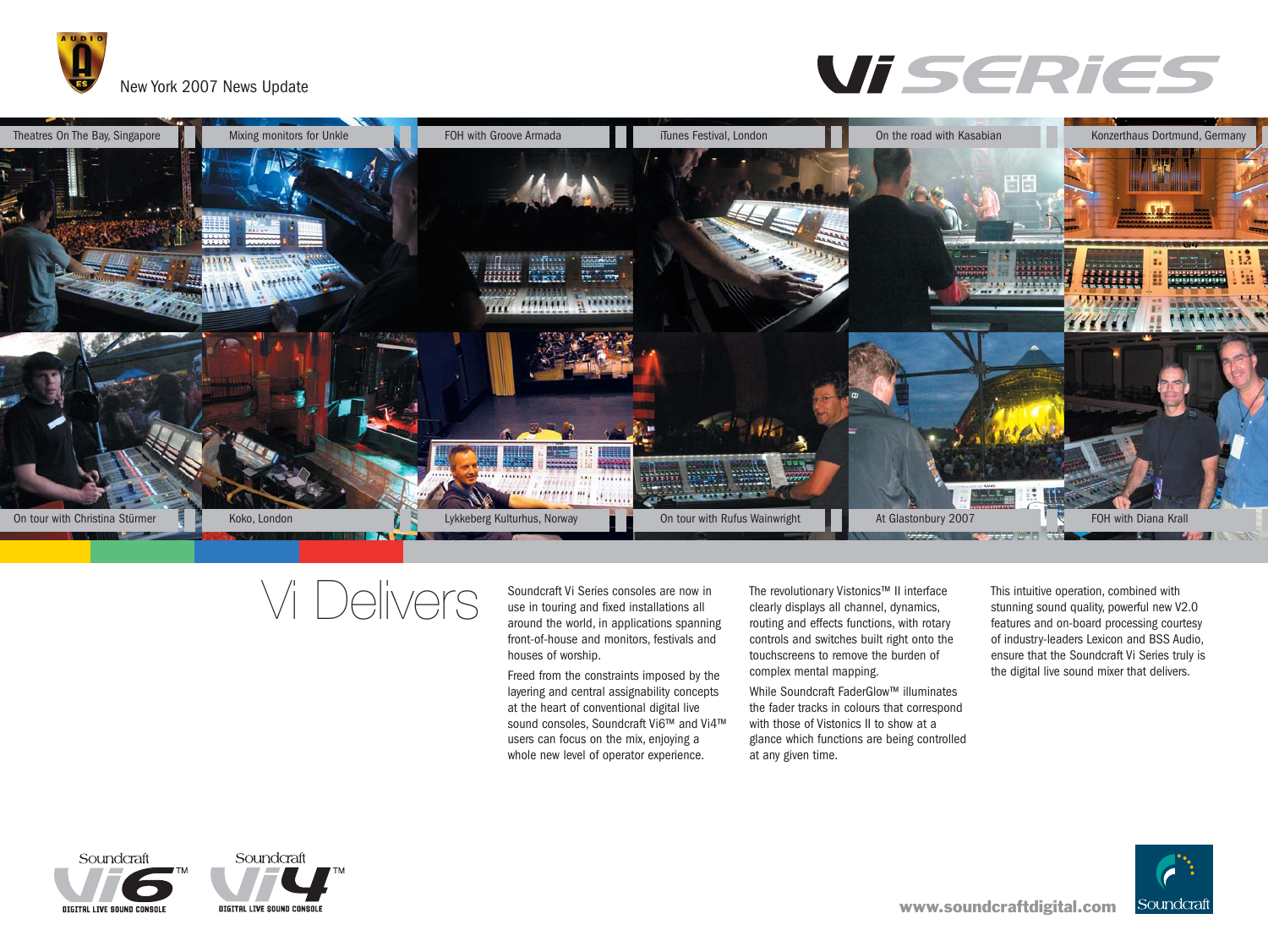New York 2007 News Update

Vi SERIES

Theatres On The Bay, Singapore

Mixing monitors for Unkle

FOH with Groove Armada

iTunes Festival, London

On the road with Kasabian

Konzerthaus Dortmund, Germany

On tour with Christina Stürmer

Koko, London

Lykkeberg Kulturhus, Norway

On tour with Rufus Wainwright

At Glastonbury 2007

FOH with Diana Krall

# Vi Delivers

Soundcraft Vi Series consoles are now in use in touring and fixed installations all around the world, in applications spanning front-of-house and monitors, festivals and houses of worship.

Freed from the constraints imposed by the layering and central assignability concepts at the heart of conventional digital live sound consoles, Soundcraft Vi6™ and Vi4™ users can focus on the mix, enjoying a whole new level of operator experience.

The revolutionary Vistonics™ II interface clearly displays all channel, dynamics, routing and effects functions, with rotary controls and switches built right onto the touchscreens to remove the burden of complex mental mapping.

While Soundcraft FaderGlow™ illuminates the fader tracks in colours that correspond with those of Vistonics II to show at a glance which functions are being controlled at any given time.

This intuitive operation, combined with stunning sound quality, powerful new V2.0 features and on-board processing courtesy of industry-leaders Lexicon and BSS Audio, ensure that the Soundcraft Vi Series truly is the digital live sound mixer that delivers.

Soundcraft Vi6™ DIGITAL LIVE SOUND CONSOLE

Soundcraft Vi4™ DIGITAL LIVE SOUND CONSOLE

www.soundcraftdigital.com

Soundcraft